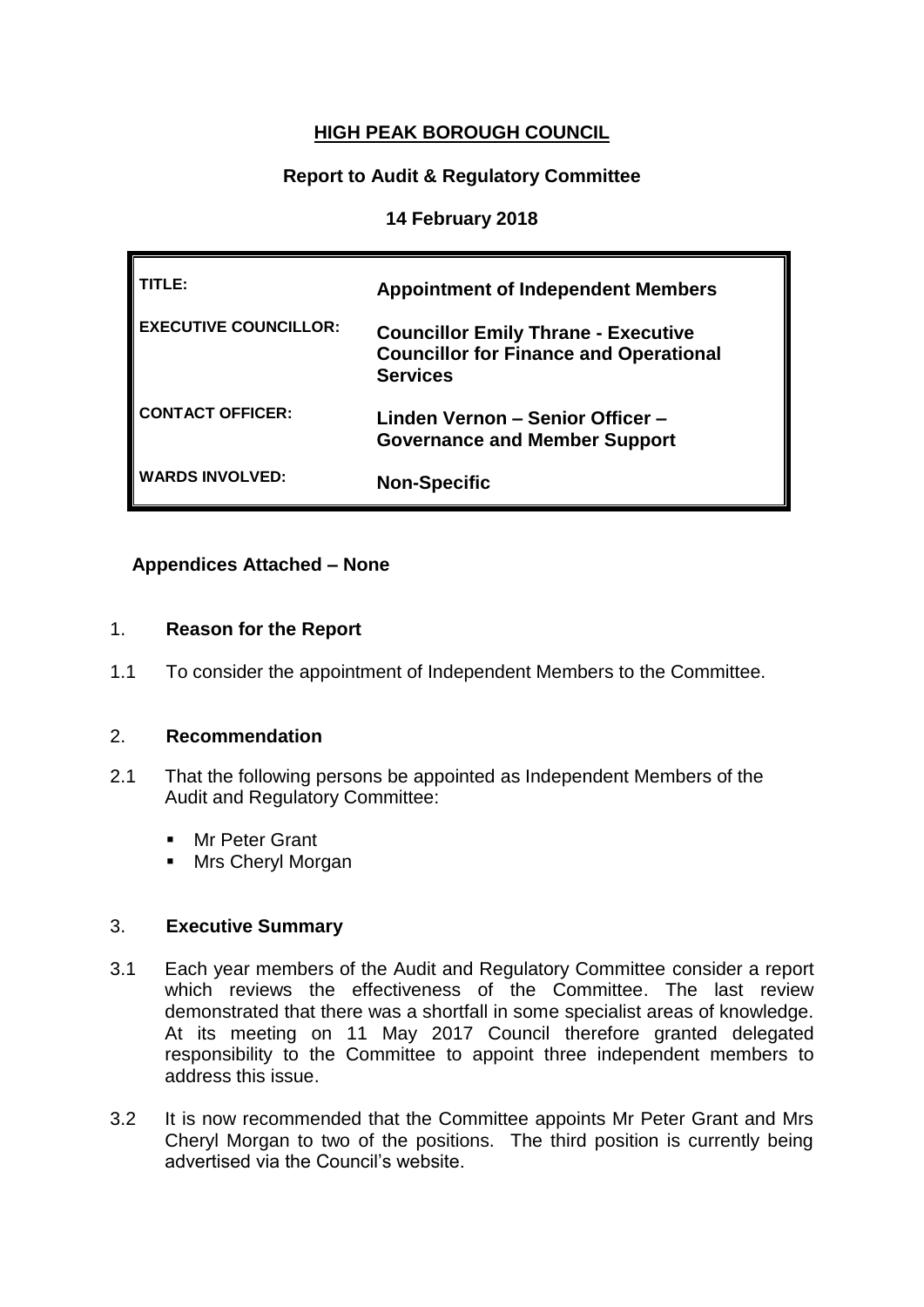# HIGH PEAK BOROUGH COUNCIL

## Report to Audit & Regulatory Committee

### 14 February 2018

| | |
|---|---|
| **TITLE:** | **Appointment of Independent Members** |
| **EXECUTIVE COUNCILLOR:** | **Councillor Emily Thrane - Executive Councillor for Finance and Operational Services** |
| **CONTACT OFFICER:** | **Linden Vernon – Senior Officer – Governance and Member Support** |
| **WARDS INVOLVED:** | **Non-Specific** |

**Appendices Attached – None**

1. **Reason for the Report**

1.1 To consider the appointment of Independent Members to the Committee.

2. **Recommendation**

2.1 That the following persons be appointed as Independent Members of the Audit and Regulatory Committee:

- Mr Peter Grant
- Mrs Cheryl Morgan

3. **Executive Summary**

3.1 Each year members of the Audit and Regulatory Committee consider a report which reviews the effectiveness of the Committee. The last review demonstrated that there was a shortfall in some specialist areas of knowledge. At its meeting on 11 May 2017 Council therefore granted delegated responsibility to the Committee to appoint three independent members to address this issue.

3.2 It is now recommended that the Committee appoints Mr Peter Grant and Mrs Cheryl Morgan to two of the positions. The third position is currently being advertised via the Council's website.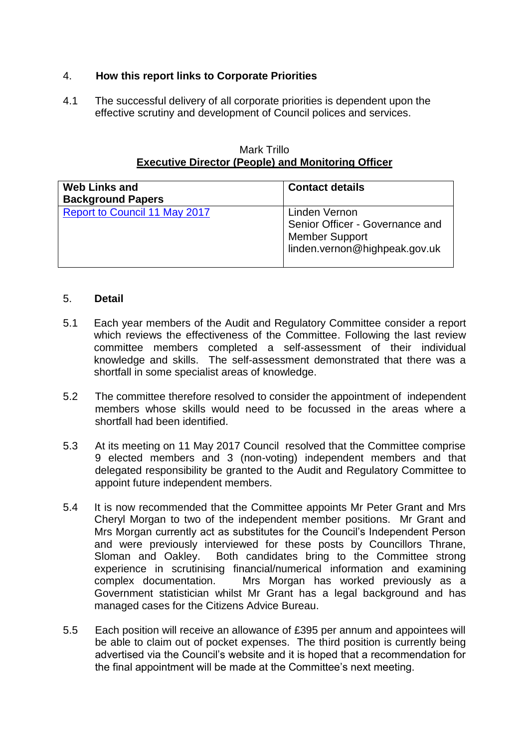## 4. How this report links to Corporate Priorities

4.1 The successful delivery of all corporate priorities is dependent upon the effective scrutiny and development of Council polices and services.

Mark Trillo
**Executive Director (People) and Monitoring Officer**

| **Web Links and Background Papers** | **Contact details** |
|---|---|
| Report to Council 11 May 2017 | Linden Vernon<br>Senior Officer - Governance and Member Support<br>linden.vernon@highpeak.gov.uk |

## 5. Detail

5.1 Each year members of the Audit and Regulatory Committee consider a report which reviews the effectiveness of the Committee. Following the last review committee members completed a self-assessment of their individual knowledge and skills. The self-assessment demonstrated that there was a shortfall in some specialist areas of knowledge.

5.2 The committee therefore resolved to consider the appointment of independent members whose skills would need to be focussed in the areas where a shortfall had been identified.

5.3 At its meeting on 11 May 2017 Council resolved that the Committee comprise 9 elected members and 3 (non-voting) independent members and that delegated responsibility be granted to the Audit and Regulatory Committee to appoint future independent members.

5.4 It is now recommended that the Committee appoints Mr Peter Grant and Mrs Cheryl Morgan to two of the independent member positions. Mr Grant and Mrs Morgan currently act as substitutes for the Council's Independent Person and were previously interviewed for these posts by Councillors Thrane, Sloman and Oakley. Both candidates bring to the Committee strong experience in scrutinising financial/numerical information and examining complex documentation. Mrs Morgan has worked previously as a Government statistician whilst Mr Grant has a legal background and has managed cases for the Citizens Advice Bureau.

5.5 Each position will receive an allowance of £395 per annum and appointees will be able to claim out of pocket expenses. The third position is currently being advertised via the Council's website and it is hoped that a recommendation for the final appointment will be made at the Committee's next meeting.